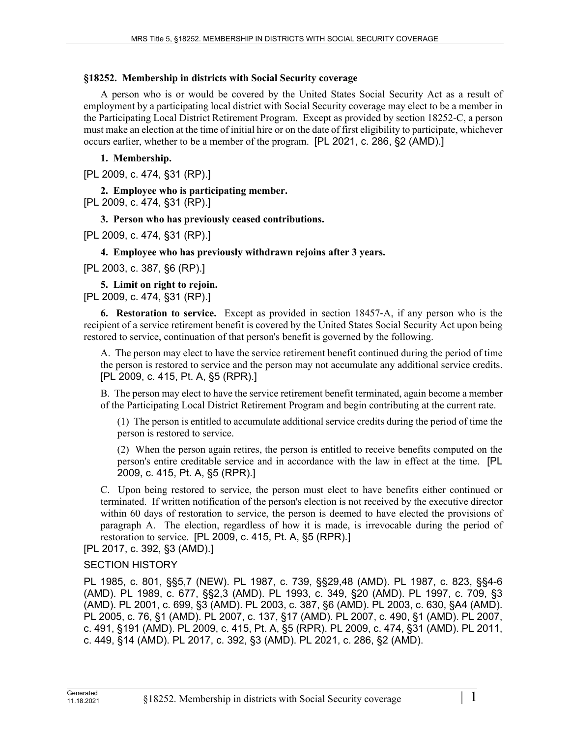## §18252. Membership in districts with Social Security coverage

A person who is or would be covered by the United States Social Security Act as a result of employment by a participating local district with Social Security coverage may elect to be a member in the Participating Local District Retirement Program. Except as provided by section 18252-C, a person must make an election at the time of initial hire or on the date of first eligibility to participate, whichever occurs earlier, whether to be a member of the program. [PL 2021, c. 286, §2 (AMD).]

**1. Membership.**

[PL 2009, c. 474, §31 (RP).]

**2. Employee who is participating member.**

[PL 2009, c. 474, §31 (RP).]

**3. Person who has previously ceased contributions.**

[PL 2009, c. 474, §31 (RP).]

**4. Employee who has previously withdrawn rejoins after 3 years.**

[PL 2003, c. 387, §6 (RP).]

**5. Limit on right to rejoin.**

[PL 2009, c. 474, §31 (RP).]

**6. Restoration to service.** Except as provided in section 18457-A, if any person who is the recipient of a service retirement benefit is covered by the United States Social Security Act upon being restored to service, continuation of that person's benefit is governed by the following.

A. The person may elect to have the service retirement benefit continued during the period of time the person is restored to service and the person may not accumulate any additional service credits. [PL 2009, c. 415, Pt. A, §5 (RPR).]

B. The person may elect to have the service retirement benefit terminated, again become a member of the Participating Local District Retirement Program and begin contributing at the current rate.

(1) The person is entitled to accumulate additional service credits during the period of time the person is restored to service.

(2) When the person again retires, the person is entitled to receive benefits computed on the person's entire creditable service and in accordance with the law in effect at the time. [PL 2009, c. 415, Pt. A, §5 (RPR).]

C. Upon being restored to service, the person must elect to have benefits either continued or terminated. If written notification of the person's election is not received by the executive director within 60 days of restoration to service, the person is deemed to have elected the provisions of paragraph A. The election, regardless of how it is made, is irrevocable during the period of restoration to service. [PL 2009, c. 415, Pt. A, §5 (RPR).]

[PL 2017, c. 392, §3 (AMD).]

SECTION HISTORY

PL 1985, c. 801, §§5,7 (NEW). PL 1987, c. 739, §§29,48 (AMD). PL 1987, c. 823, §§4-6 (AMD). PL 1989, c. 677, §§2,3 (AMD). PL 1993, c. 349, §20 (AMD). PL 1997, c. 709, §3 (AMD). PL 2001, c. 699, §3 (AMD). PL 2003, c. 387, §6 (AMD). PL 2003, c. 630, §A4 (AMD). PL 2005, c. 76, §1 (AMD). PL 2007, c. 137, §17 (AMD). PL 2007, c. 490, §1 (AMD). PL 2007, c. 491, §191 (AMD). PL 2009, c. 415, Pt. A, §5 (RPR). PL 2009, c. 474, §31 (AMD). PL 2011, c. 449, §14 (AMD). PL 2017, c. 392, §3 (AMD). PL 2021, c. 286, §2 (AMD).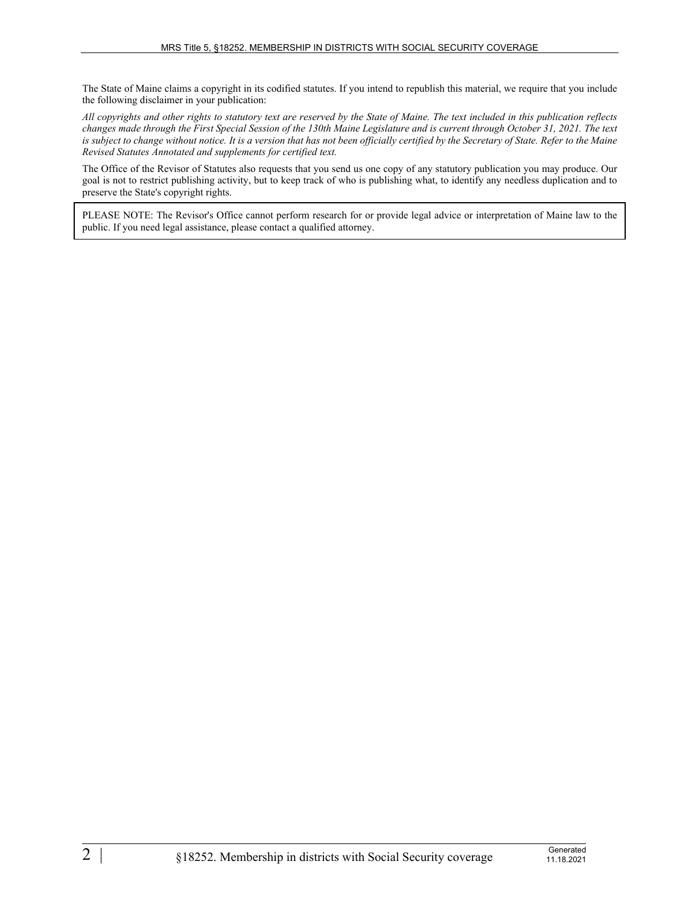The State of Maine claims a copyright in its codified statutes. If you intend to republish this material, we require that you include the following disclaimer in your publication:

*All copyrights and other rights to statutory text are reserved by the State of Maine. The text included in this publication reflects changes made through the First Special Session of the 130th Maine Legislature and is current through October 31, 2021. The text is subject to change without notice. It is a version that has not been officially certified by the Secretary of State. Refer to the Maine Revised Statutes Annotated and supplements for certified text.*

The Office of the Revisor of Statutes also requests that you send us one copy of any statutory publication you may produce. Our goal is not to restrict publishing activity, but to keep track of who is publishing what, to identify any needless duplication and to preserve the State's copyright rights.

PLEASE NOTE: The Revisor's Office cannot perform research for or provide legal advice or interpretation of Maine law to the public. If you need legal assistance, please contact a qualified attorney.